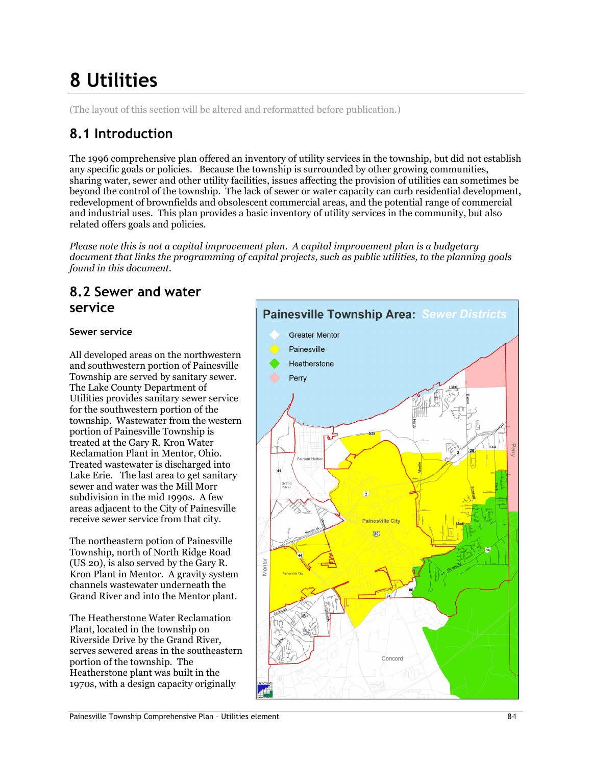# 8 Utilities

(The layout of this section will be altered and reformatted before publication.)

## 8.1 Introduction

The 1996 comprehensive plan offered an inventory of utility services in the township, but did not establish any specific goals or policies. Because the township is surrounded by other growing communities, sharing water, sewer and other utility facilities, issues affecting the provision of utilities can sometimes be beyond the control of the township. The lack of sewer or water capacity can curb residential development, redevelopment of brownfields and obsolescent commercial areas, and the potential range of commercial and industrial uses. This plan provides a basic inventory of utility services in the community, but also related offers goals and policies.

*Please note this is not a capital improvement plan. A capital improvement plan is a budgetary document that links the programming of capital projects, such as public utilities, to the planning goals found in this document.*

## 8.2 Sewer and water service

### Sewer service

All developed areas on the northwestern and southwestern portion of Painesville Township are served by sanitary sewer. The Lake County Department of Utilities provides sanitary sewer service for the southwestern portion of the township. Wastewater from the western portion of Painesville Township is treated at the Gary R. Kron Water Reclamation Plant in Mentor, Ohio. Treated wastewater is discharged into Lake Erie. The last area to get sanitary sewer and water was the Mill Morr subdivision in the mid 1990s. A few areas adjacent to the City of Painesville receive sewer service from that city.

The northeastern potion of Painesville Township, north of North Ridge Road (US 20), is also served by the Gary R. Kron Plant in Mentor. A gravity system channels wastewater underneath the Grand River and into the Mentor plant.

The Heatherstone Water Reclamation Plant, located in the township on Riverside Drive by the Grand River, serves sewered areas in the southeastern portion of the township. The Heatherstone plant was built in the 1970s, with a design capacity originally

**Painesville Township Area: Sewer Districts**

- Greater Mentor
- Painesville
- Heatherstone
- Perry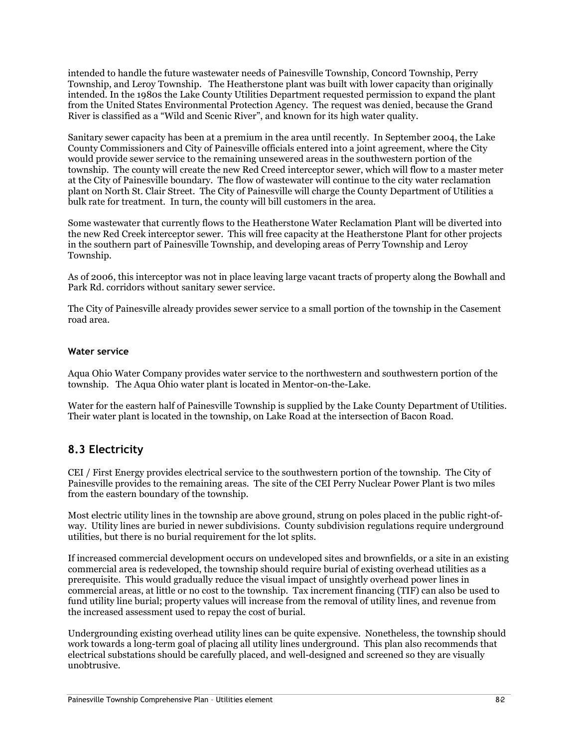intended to handle the future wastewater needs of Painesville Township, Concord Township, Perry Township, and Leroy Township. The Heatherstone plant was built with lower capacity than originally intended. In the 1980s the Lake County Utilities Department requested permission to expand the plant from the United States Environmental Protection Agency. The request was denied, because the Grand River is classified as a "Wild and Scenic River", and known for its high water quality.

Sanitary sewer capacity has been at a premium in the area until recently. In September 2004, the Lake County Commissioners and City of Painesville officials entered into a joint agreement, where the City would provide sewer service to the remaining unsewered areas in the southwestern portion of the township. The county will create the new Red Creed interceptor sewer, which will flow to a master meter at the City of Painesville boundary. The flow of wastewater will continue to the city water reclamation plant on North St. Clair Street. The City of Painesville will charge the County Department of Utilities a bulk rate for treatment. In turn, the county will bill customers in the area.

Some wastewater that currently flows to the Heatherstone Water Reclamation Plant will be diverted into the new Red Creek interceptor sewer. This will free capacity at the Heatherstone Plant for other projects in the southern part of Painesville Township, and developing areas of Perry Township and Leroy Township.

As of 2006, this interceptor was not in place leaving large vacant tracts of property along the Bowhall and Park Rd. corridors without sanitary sewer service.

The City of Painesville already provides sewer service to a small portion of the township in the Casement road area.

#### Water service

Aqua Ohio Water Company provides water service to the northwestern and southwestern portion of the township. The Aqua Ohio water plant is located in Mentor-on-the-Lake.

Water for the eastern half of Painesville Township is supplied by the Lake County Department of Utilities. Their water plant is located in the township, on Lake Road at the intersection of Bacon Road.

## 8.3 Electricity

CEI / First Energy provides electrical service to the southwestern portion of the township. The City of Painesville provides to the remaining areas. The site of the CEI Perry Nuclear Power Plant is two miles from the eastern boundary of the township.

Most electric utility lines in the township are above ground, strung on poles placed in the public right-of-way. Utility lines are buried in newer subdivisions. County subdivision regulations require underground utilities, but there is no burial requirement for the lot splits.

If increased commercial development occurs on undeveloped sites and brownfields, or a site in an existing commercial area is redeveloped, the township should require burial of existing overhead utilities as a prerequisite. This would gradually reduce the visual impact of unsightly overhead power lines in commercial areas, at little or no cost to the township. Tax increment financing (TIF) can also be used to fund utility line burial; property values will increase from the removal of utility lines, and revenue from the increased assessment used to repay the cost of burial.

Undergrounding existing overhead utility lines can be quite expensive. Nonetheless, the township should work towards a long-term goal of placing all utility lines underground. This plan also recommends that electrical substations should be carefully placed, and well-designed and screened so they are visually unobtrusive.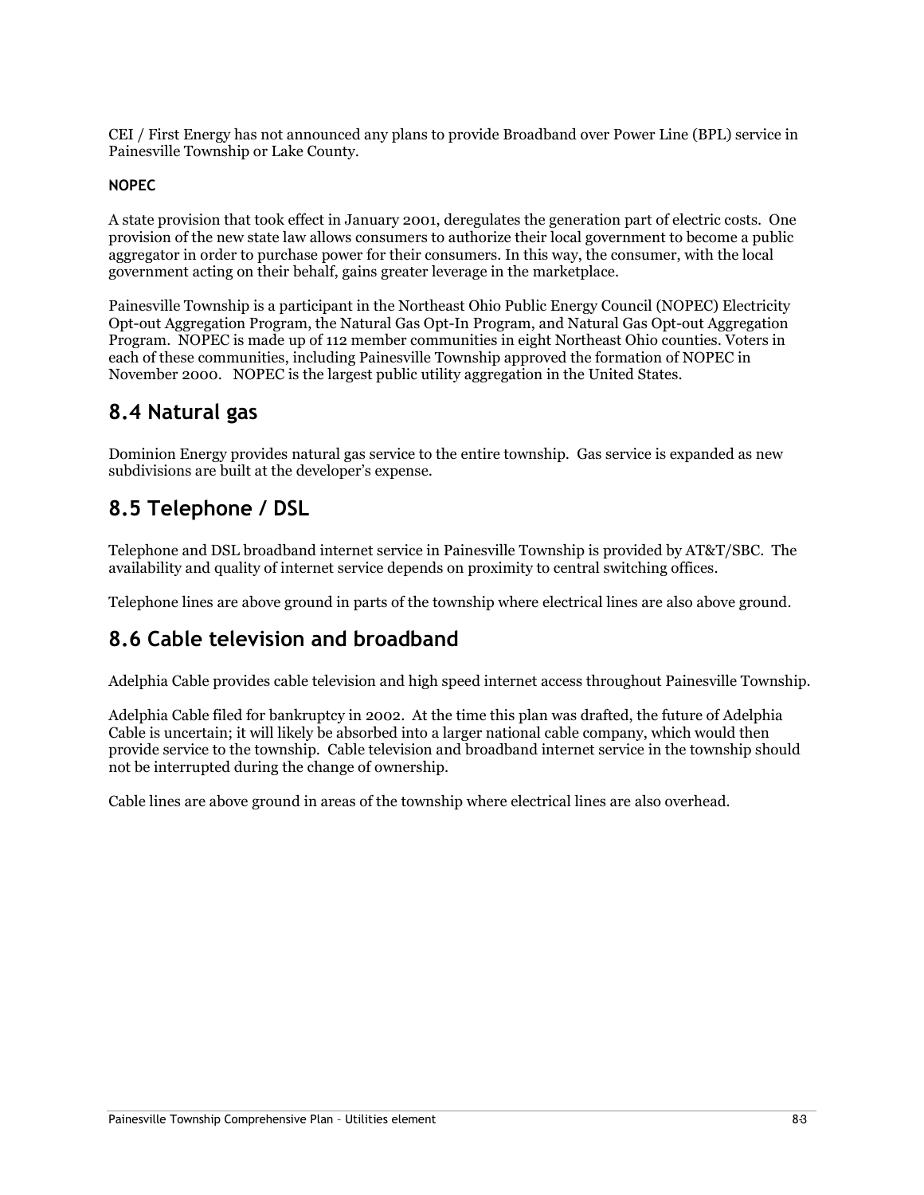CEI / First Energy has not announced any plans to provide Broadband over Power Line (BPL) service in Painesville Township or Lake County.

**NOPEC**

A state provision that took effect in January 2001, deregulates the generation part of electric costs. One provision of the new state law allows consumers to authorize their local government to become a public aggregator in order to purchase power for their consumers. In this way, the consumer, with the local government acting on their behalf, gains greater leverage in the marketplace.

Painesville Township is a participant in the Northeast Ohio Public Energy Council (NOPEC) Electricity Opt-out Aggregation Program, the Natural Gas Opt-In Program, and Natural Gas Opt-out Aggregation Program. NOPEC is made up of 112 member communities in eight Northeast Ohio counties. Voters in each of these communities, including Painesville Township approved the formation of NOPEC in November 2000. NOPEC is the largest public utility aggregation in the United States.

## 8.4 Natural gas

Dominion Energy provides natural gas service to the entire township. Gas service is expanded as new subdivisions are built at the developer's expense.

## 8.5 Telephone / DSL

Telephone and DSL broadband internet service in Painesville Township is provided by AT&T/SBC. The availability and quality of internet service depends on proximity to central switching offices.

Telephone lines are above ground in parts of the township where electrical lines are also above ground.

## 8.6 Cable television and broadband

Adelphia Cable provides cable television and high speed internet access throughout Painesville Township.

Adelphia Cable filed for bankruptcy in 2002. At the time this plan was drafted, the future of Adelphia Cable is uncertain; it will likely be absorbed into a larger national cable company, which would then provide service to the township. Cable television and broadband internet service in the township should not be interrupted during the change of ownership.

Cable lines are above ground in areas of the township where electrical lines are also overhead.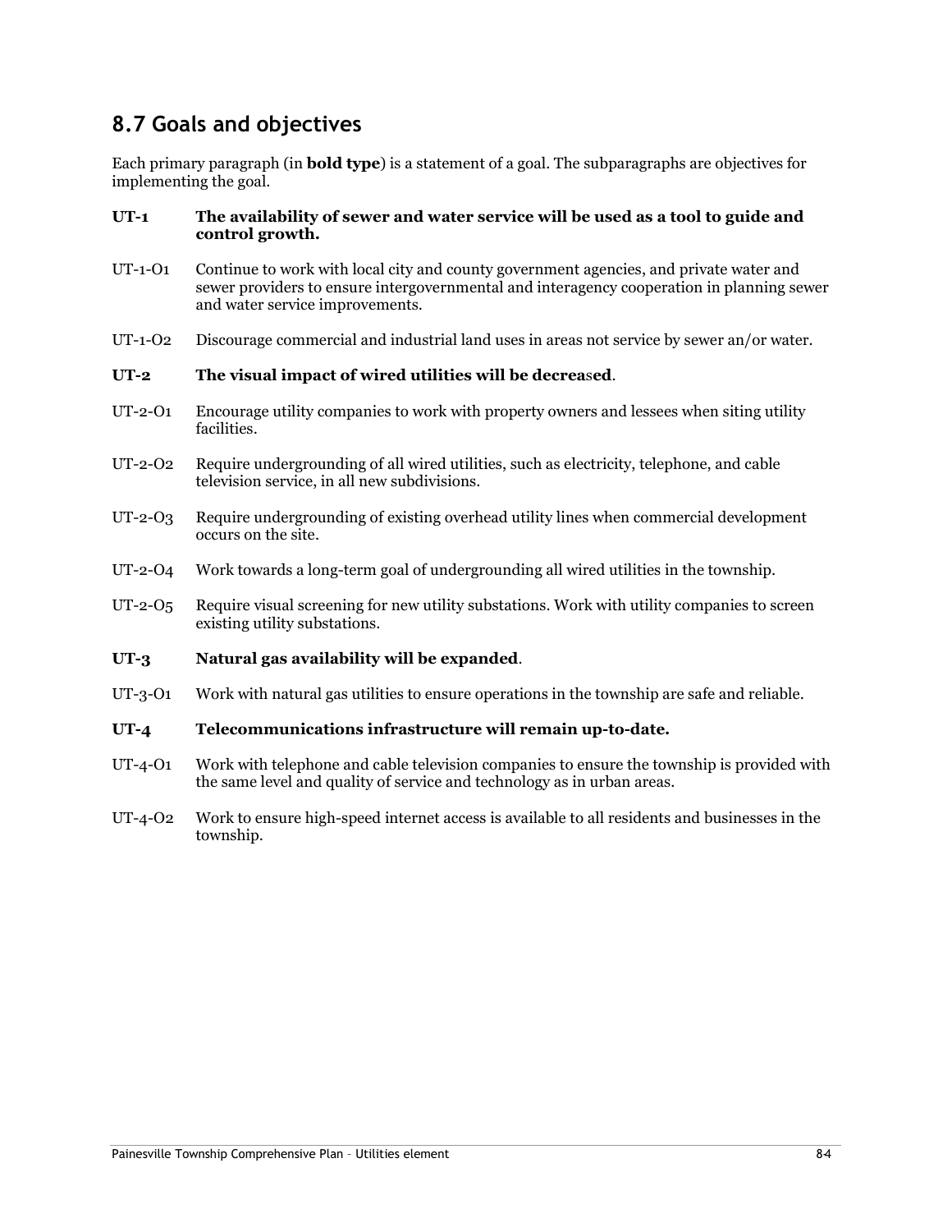## 8.7 Goals and objectives

Each primary paragraph (in **bold type**) is a statement of a goal. The subparagraphs are objectives for implementing the goal.

**UT-1 The availability of sewer and water service will be used as a tool to guide and control growth.**

UT-1-O1 Continue to work with local city and county government agencies, and private water and sewer providers to ensure intergovernmental and interagency cooperation in planning sewer and water service improvements.

UT-1-O2 Discourage commercial and industrial land uses in areas not service by sewer an/or water.

**UT-2 The visual impact of wired utilities will be decreased**.

UT-2-O1 Encourage utility companies to work with property owners and lessees when siting utility facilities.

UT-2-O2 Require undergrounding of all wired utilities, such as electricity, telephone, and cable television service, in all new subdivisions.

UT-2-O3 Require undergrounding of existing overhead utility lines when commercial development occurs on the site.

UT-2-O4 Work towards a long-term goal of undergrounding all wired utilities in the township.

UT-2-O5 Require visual screening for new utility substations. Work with utility companies to screen existing utility substations.

**UT-3 Natural gas availability will be expanded**.

UT-3-O1 Work with natural gas utilities to ensure operations in the township are safe and reliable.

**UT-4 Telecommunications infrastructure will remain up-to-date.**

UT-4-O1 Work with telephone and cable television companies to ensure the township is provided with the same level and quality of service and technology as in urban areas.

UT-4-O2 Work to ensure high-speed internet access is available to all residents and businesses in the township.